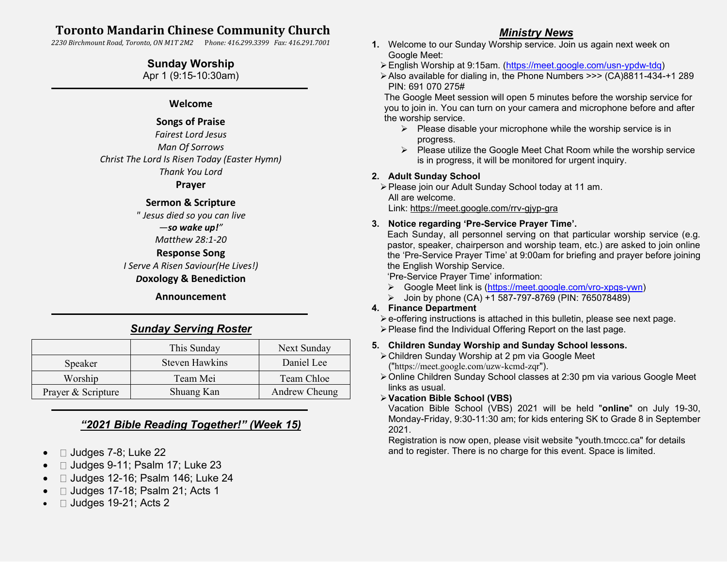# Toronto Mandarin Chinese Community Church

*2230 Birchmount Road, Toronto, ON M1T 2M2 Phone: 416.299.3399 Fax: 416.291.7001*

## Sunday Worship

Apr 1 (9:15-10:30am)

---

**Welcome**

**Songs of Praise**

*Fairest Lord Jesus*

*Man Of Sorrows*

*Christ The Lord Is Risen Today (Easter Hymn)*

*Thank You Lord*

**Prayer**

**Sermon & Scripture**

*" Jesus died so you can live*

*—**so wake up!**"*

*Matthew 28:1-20*

**Response Song**

*I Serve A Risen Saviour(He Lives!)*

***D**oxology & Benediction*

**Announcement**

---

## *Sunday Serving Roster*

| | This Sunday | Next Sunday |
|---|---|---|
| Speaker | Steven Hawkins | Daniel Lee |
| Worship | Team Mei | Team Chloe |
| Prayer & Scripture | Shuang Kan | Andrew Cheung |

---

## *"2021 Bible Reading Together!" (Week 15)*

- ☐ Judges 7-8; Luke 22
- ☐ Judges 9-11; Psalm 17; Luke 23
- ☐ Judges 12-16; Psalm 146; Luke 24
- ☐ Judges 17-18; Psalm 21; Acts 1
- ☐ Judges 19-21; Acts 2

## *Ministry News*

1. Welcome to our Sunday Worship service. Join us again next week on Google Meet:
   - English Worship at 9:15am. (https://meet.google.com/usn-ypdw-tdq)
   - Also available for dialing in, the Phone Numbers >>> (CA)8811-434-+1 289 PIN: 691 070 275#

   The Google Meet session will open 5 minutes before the worship service for you to join in. You can turn on your camera and microphone before and after the worship service.
   - Please disable your microphone while the worship service is in progress.
   - Please utilize the Google Meet Chat Room while the worship service is in progress, it will be monitored for urgent inquiry.

2. **Adult Sunday School**
   - Please join our Adult Sunday School today at 11 am. All are welcome. Link: https://meet.google.com/rrv-gjyp-gra

3. **Notice regarding 'Pre-Service Prayer Time'.**
   Each Sunday, all personnel serving on that particular worship service (e.g. pastor, speaker, chairperson and worship team, etc.) are asked to join online the 'Pre-Service Prayer Time' at 9:00am for briefing and prayer before joining the English Worship Service.
   'Pre-Service Prayer Time' information:
   - Google Meet link is (https://meet.google.com/vro-xpgs-ywn)
   - Join by phone (CA) +1 587-797-8769 (PIN: 765078489)

4. **Finance Department**
   - e-offering instructions is attached in this bulletin, please see next page.
   - Please find the Individual Offering Report on the last page.

5. **Children Sunday Worship and Sunday School lessons.**
   - Children Sunday Worship at 2 pm via Google Meet ("https://meet.google.com/uzw-kcmd-zqr").
   - Online Children Sunday School classes at 2:30 pm via various Google Meet links as usual.
   - **Vacation Bible School (VBS)**
     Vacation Bible School (VBS) 2021 will be held "**online**" on July 19-30, Monday-Friday, 9:30-11:30 am; for kids entering SK to Grade 8 in September 2021.
     Registration is now open, please visit website "youth.tmccc.ca" for details and to register. There is no charge for this event. Space is limited.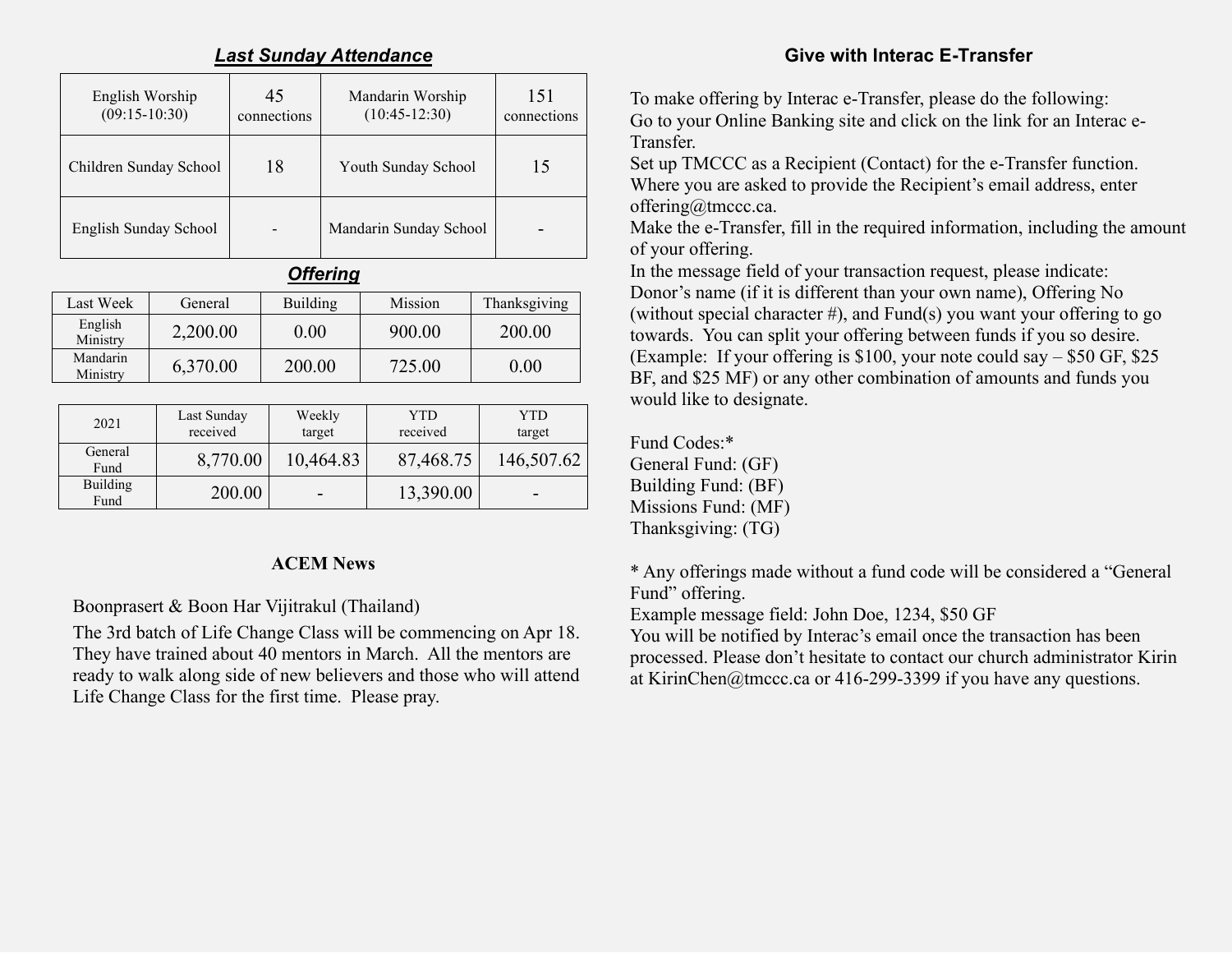## ***Last Sunday Attendance***

| English Worship (09:15-10:30) | 45 connections | Mandarin Worship (10:45-12:30) | 151 connections |
|---|---|---|---|
| Children Sunday School | 18 | Youth Sunday School | 15 |
| English Sunday School | - | Mandarin Sunday School | - |

## ***Offering***

| Last Week | General | Building | Mission | Thanksgiving |
|---|---|---|---|---|
| English Ministry | 2,200.00 | 0.00 | 900.00 | 200.00 |
| Mandarin Ministry | 6,370.00 | 200.00 | 725.00 | 0.00 |

| 2021 | Last Sunday received | Weekly target | YTD received | YTD target |
|---|---|---|---|---|
| General Fund | 8,770.00 | 10,464.83 | 87,468.75 | 146,507.62 |
| Building Fund | 200.00 | - | 13,390.00 | - |

## ACEM News

Boonprasert & Boon Har Vijitrakul (Thailand)

The 3rd batch of Life Change Class will be commencing on Apr 18. They have trained about 40 mentors in March. All the mentors are ready to walk along side of new believers and those who will attend Life Change Class for the first time. Please pray.

## Give with Interac E-Transfer

To make offering by Interac e-Transfer, please do the following:
Go to your Online Banking site and click on the link for an Interac e-Transfer.
Set up TMCCC as a Recipient (Contact) for the e-Transfer function.
Where you are asked to provide the Recipient's email address, enter offering@tmccc.ca.
Make the e-Transfer, fill in the required information, including the amount of your offering.
In the message field of your transaction request, please indicate:
Donor's name (if it is different than your own name), Offering No (without special character #), and Fund(s) you want your offering to go towards. You can split your offering between funds if you so desire. (Example: If your offering is $100, your note could say – $50 GF, $25 BF, and $25 MF) or any other combination of amounts and funds you would like to designate.

Fund Codes:*
General Fund: (GF)
Building Fund: (BF)
Missions Fund: (MF)
Thanksgiving: (TG)

* Any offerings made without a fund code will be considered a "General Fund" offering.
Example message field: John Doe, 1234, $50 GF
You will be notified by Interac's email once the transaction has been processed. Please don't hesitate to contact our church administrator Kirin at KirinChen@tmccc.ca or 416-299-3399 if you have any questions.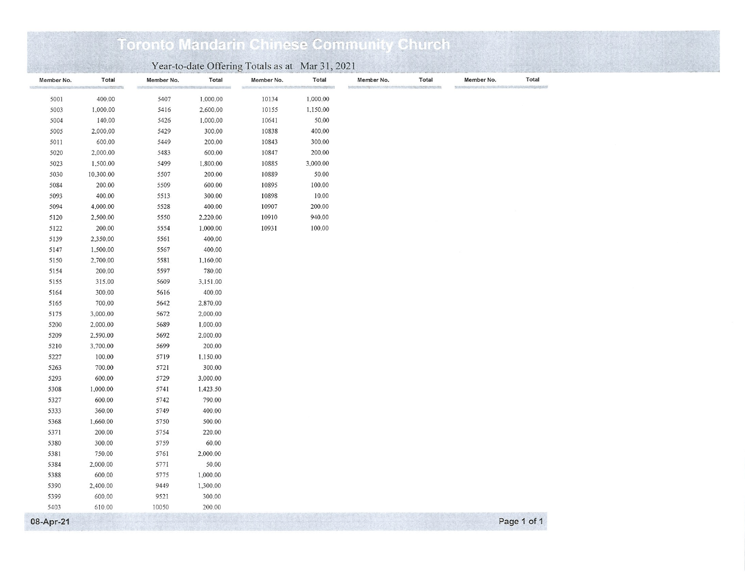# Toronto Mandarin Chinese Community Church

Year-to-date Offering Totals as at Mar 31, 2021

| Member No. | Total | Member No. | Total | Member No. | Total | Member No. | Total | Member No. | Total |
|---|---|---|---|---|---|---|---|---|---|
| 5001 | 400.00 | 5407 | 1,000.00 | 10134 | 1,000.00 | | | | |
| 5003 | 1,000.00 | 5416 | 2,600.00 | 10155 | 1,150.00 | | | | |
| 5004 | 140.00 | 5426 | 1,000.00 | 10641 | 50.00 | | | | |
| 5005 | 2,000.00 | 5429 | 300.00 | 10838 | 400.00 | | | | |
| 5011 | 600.00 | 5449 | 200.00 | 10843 | 300.00 | | | | |
| 5020 | 2,000.00 | 5483 | 600.00 | 10847 | 200.00 | | | | |
| 5023 | 1,500.00 | 5499 | 1,800.00 | 10885 | 3,000.00 | | | | |
| 5030 | 10,300.00 | 5507 | 200.00 | 10889 | 50.00 | | | | |
| 5084 | 200.00 | 5509 | 600.00 | 10895 | 100.00 | | | | |
| 5093 | 400.00 | 5513 | 300.00 | 10898 | 10.00 | | | | |
| 5094 | 4,000.00 | 5528 | 400.00 | 10907 | 200.00 | | | | |
| 5120 | 2,500.00 | 5550 | 2,220.00 | 10910 | 940.00 | | | | |
| 5122 | 200.00 | 5554 | 1,000.00 | 10931 | 100.00 | | | | |
| 5139 | 2,350.00 | 5561 | 400.00 | | | | | | |
| 5147 | 1,500.00 | 5567 | 400.00 | | | | | | |
| 5150 | 2,700.00 | 5581 | 1,160.00 | | | | | | |
| 5154 | 200.00 | 5597 | 780.00 | | | | | | |
| 5155 | 315.00 | 5609 | 3,151.00 | | | | | | |
| 5164 | 300.00 | 5616 | 400.00 | | | | | | |
| 5165 | 700.00 | 5642 | 2,870.00 | | | | | | |
| 5175 | 3,000.00 | 5672 | 2,000.00 | | | | | | |
| 5200 | 2,000.00 | 5689 | 1,000.00 | | | | | | |
| 5209 | 2,590.00 | 5692 | 2,000.00 | | | | | | |
| 5210 | 3,700.00 | 5699 | 200.00 | | | | | | |
| 5227 | 100.00 | 5719 | 1,150.00 | | | | | | |
| 5263 | 700.00 | 5721 | 300.00 | | | | | | |
| 5293 | 600.00 | 5729 | 3,000.00 | | | | | | |
| 5308 | 1,000.00 | 5741 | 1,423.50 | | | | | | |
| 5327 | 600.00 | 5742 | 790.00 | | | | | | |
| 5333 | 360.00 | 5749 | 400.00 | | | | | | |
| 5368 | 1,660.00 | 5750 | 500.00 | | | | | | |
| 5371 | 200.00 | 5754 | 220.00 | | | | | | |
| 5380 | 300.00 | 5759 | 60.00 | | | | | | |
| 5381 | 750.00 | 5761 | 2,000.00 | | | | | | |
| 5384 | 2,000.00 | 5771 | 50.00 | | | | | | |
| 5388 | 600.00 | 5775 | 1,000.00 | | | | | | |
| 5390 | 2,400.00 | 9449 | 1,300.00 | | | | | | |
| 5399 | 600.00 | 9521 | 300.00 | | | | | | |
| 5403 | 610.00 | 10050 | 200.00 | | | | | | |

08-Apr-21